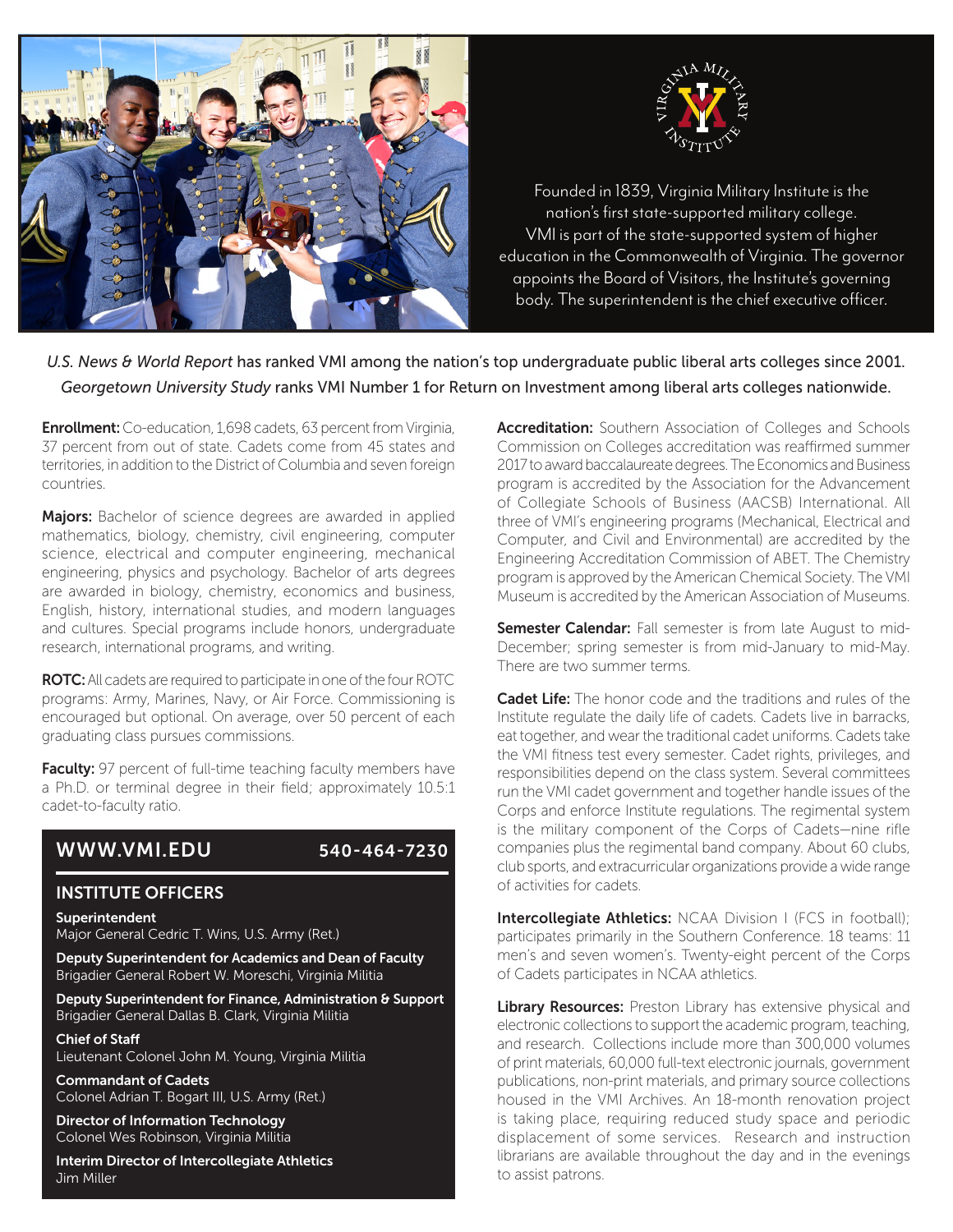Founded in 1839, Virginia Military Institute is the nation's first state-supported military college. VMI is part of the state-supported system of higher education in the Commonwealth of Virginia. The governor appoints the Board of Visitors, the Institute's governing body. The superintendent is the chief executive officer.

*U.S. News & World Report* has ranked VMI among the nation's top undergraduate public liberal arts colleges since 2001. *Georgetown University Study* ranks VMI Number 1 for Return on Investment among liberal arts colleges nationwide.

**Enrollment:** Co-education, 1,698 cadets, 63 percent from Virginia, 37 percent from out of state. Cadets come from 45 states and territories, in addition to the District of Columbia and seven foreign countries.

**Majors:** Bachelor of science degrees are awarded in applied mathematics, biology, chemistry, civil engineering, computer science, electrical and computer engineering, mechanical engineering, physics and psychology. Bachelor of arts degrees are awarded in biology, chemistry, economics and business, English, history, international studies, and modern languages and cultures. Special programs include honors, undergraduate research, international programs, and writing.

**ROTC:** All cadets are required to participate in one of the four ROTC programs: Army, Marines, Navy, or Air Force. Commissioning is encouraged but optional. On average, over 50 percent of each graduating class pursues commissions.

**Faculty:** 97 percent of full-time teaching faculty members have a Ph.D. or terminal degree in their field; approximately 10.5:1 cadet-to-faculty ratio.

## WWW.VMI.EDU 540-464-7230

### INSTITUTE OFFICERS

**Superintendent**
Major General Cedric T. Wins, U.S. Army (Ret.)

**Deputy Superintendent for Academics and Dean of Faculty**
Brigadier General Robert W. Moreschi, Virginia Militia

**Deputy Superintendent for Finance, Administration & Support**
Brigadier General Dallas B. Clark, Virginia Militia

**Chief of Staff**
Lieutenant Colonel John M. Young, Virginia Militia

**Commandant of Cadets**
Colonel Adrian T. Bogart III, U.S. Army (Ret.)

**Director of Information Technology**
Colonel Wes Robinson, Virginia Militia

**Interim Director of Intercollegiate Athletics**
Jim Miller

**Accreditation:** Southern Association of Colleges and Schools Commission on Colleges accreditation was reaffirmed summer 2017 to award baccalaureate degrees. The Economics and Business program is accredited by the Association for the Advancement of Collegiate Schools of Business (AACSB) International. All three of VMI's engineering programs (Mechanical, Electrical and Computer, and Civil and Environmental) are accredited by the Engineering Accreditation Commission of ABET. The Chemistry program is approved by the American Chemical Society. The VMI Museum is accredited by the American Association of Museums.

**Semester Calendar:** Fall semester is from late August to mid-December; spring semester is from mid-January to mid-May. There are two summer terms.

**Cadet Life:** The honor code and the traditions and rules of the Institute regulate the daily life of cadets. Cadets live in barracks, eat together, and wear the traditional cadet uniforms. Cadets take the VMI fitness test every semester. Cadet rights, privileges, and responsibilities depend on the class system. Several committees run the VMI cadet government and together handle issues of the Corps and enforce Institute regulations. The regimental system is the military component of the Corps of Cadets—nine rifle companies plus the regimental band company. About 60 clubs, club sports, and extracurricular organizations provide a wide range of activities for cadets.

**Intercollegiate Athletics:** NCAA Division I (FCS in football); participates primarily in the Southern Conference. 18 teams: 11 men's and seven women's. Twenty-eight percent of the Corps of Cadets participates in NCAA athletics.

**Library Resources:** Preston Library has extensive physical and electronic collections to support the academic program, teaching, and research. Collections include more than 300,000 volumes of print materials, 60,000 full-text electronic journals, government publications, non-print materials, and primary source collections housed in the VMI Archives. An 18-month renovation project is taking place, requiring reduced study space and periodic displacement of some services. Research and instruction librarians are available throughout the day and in the evenings to assist patrons.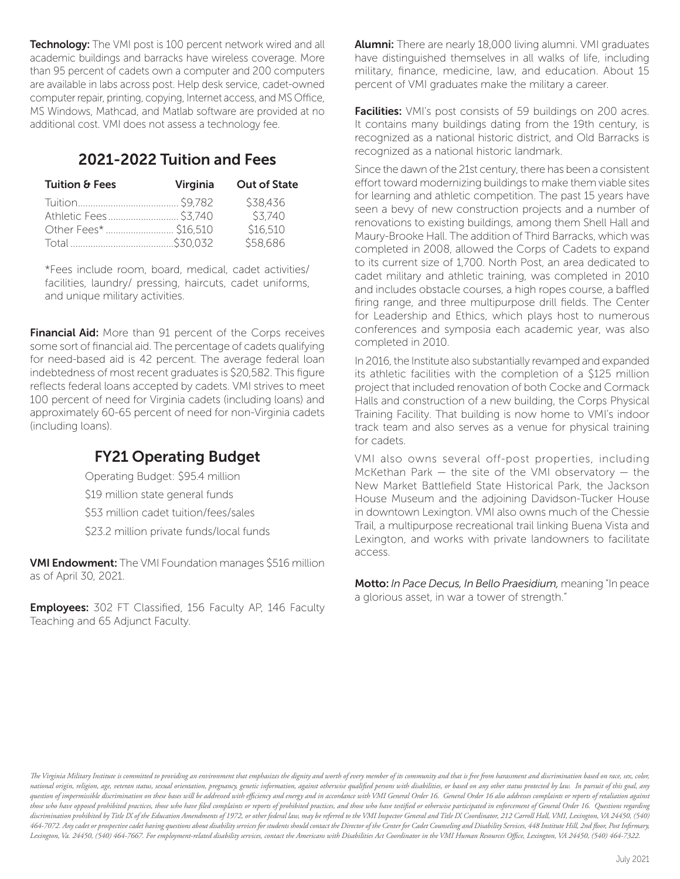**Technology:** The VMI post is 100 percent network wired and all academic buildings and barracks have wireless coverage. More than 95 percent of cadets own a computer and 200 computers are available in labs across post. Help desk service, cadet-owned computer repair, printing, copying, Internet access, and MS Office, MS Windows, Mathcad, and Matlab software are provided at no additional cost. VMI does not assess a technology fee.

## 2021-2022 Tuition and Fees

| Tuition & Fees | Virginia | Out of State |
|---|---|---|
| Tuition | $9,782 | $38,436 |
| Athletic Fees | $3,740 | $3,740 |
| Other Fees* | $16,510 | $16,510 |
| Total | $30,032 | $58,686 |

*Fees include room, board, medical, cadet activities/ facilities, laundry/ pressing, haircuts, cadet uniforms, and unique military activities.

**Financial Aid:** More than 91 percent of the Corps receives some sort of financial aid. The percentage of cadets qualifying for need-based aid is 42 percent. The average federal loan indebtedness of most recent graduates is $20,582. This figure reflects federal loans accepted by cadets. VMI strives to meet 100 percent of need for Virginia cadets (including loans) and approximately 60-65 percent of need for non-Virginia cadets (including loans).

## FY21 Operating Budget

Operating Budget: $95.4 million

$19 million state general funds

$53 million cadet tuition/fees/sales

$23.2 million private funds/local funds

**VMI Endowment:** The VMI Foundation manages $516 million as of April 30, 2021.

**Employees:** 302 FT Classified, 156 Faculty AP, 146 Faculty Teaching and 65 Adjunct Faculty.

**Alumni:** There are nearly 18,000 living alumni. VMI graduates have distinguished themselves in all walks of life, including military, finance, medicine, law, and education. About 15 percent of VMI graduates make the military a career.

**Facilities:** VMI's post consists of 59 buildings on 200 acres. It contains many buildings dating from the 19th century, is recognized as a national historic district, and Old Barracks is recognized as a national historic landmark.

Since the dawn of the 21st century, there has been a consistent effort toward modernizing buildings to make them viable sites for learning and athletic competition. The past 15 years have seen a bevy of new construction projects and a number of renovations to existing buildings, among them Shell Hall and Maury-Brooke Hall. The addition of Third Barracks, which was completed in 2008, allowed the Corps of Cadets to expand to its current size of 1,700. North Post, an area dedicated to cadet military and athletic training, was completed in 2010 and includes obstacle courses, a high ropes course, a baffled firing range, and three multipurpose drill fields. The Center for Leadership and Ethics, which plays host to numerous conferences and symposia each academic year, was also completed in 2010.

In 2016, the Institute also substantially revamped and expanded its athletic facilities with the completion of a $125 million project that included renovation of both Cocke and Cormack Halls and construction of a new building, the Corps Physical Training Facility. That building is now home to VMI's indoor track team and also serves as a venue for physical training for cadets.

VMI also owns several off-post properties, including McKethan Park — the site of the VMI observatory — the New Market Battlefield State Historical Park, the Jackson House Museum and the adjoining Davidson-Tucker House in downtown Lexington. VMI also owns much of the Chessie Trail, a multipurpose recreational trail linking Buena Vista and Lexington, and works with private landowners to facilitate access.

**Motto:** *In Pace Decus, In Bello Praesidium,* meaning "In peace a glorious asset, in war a tower of strength."

*The Virginia Military Institute is committed to providing an environment that emphasizes the dignity and worth of every member of its community and that is free from harassment and discrimination based on race, sex, color, national origin, religion, age, veteran status, sexual orientation, pregnancy, genetic information, against otherwise qualified persons with disabilities, or based on any other status protected by law. In pursuit of this goal, any question of impermissible discrimination on these bases will be addressed with efficiency and energy and in accordance with VMI General Order 16. General Order 16 also addresses complaints or reports of retaliation against those who have opposed prohibited practices, those who have filed complaints or reports of prohibited practices, and those who have testified or otherwise participated in enforcement of General Order 16. Questions regarding discrimination prohibited by Title IX of the Education Amendments of 1972, or other federal law, may be referred to the VMI Inspector General and Title IX Coordinator, 212 Carroll Hall, VMI, Lexington, VA 24450, (540) 464-7072. Any cadet or prospective cadet having questions about disability services for students should contact the Director of the Center for Cadet Counseling and Disability Services, 448 Institute Hill, 2nd floor, Post Infirmary, Lexington, Va. 24450, (540) 464-7667. For employment-related disability services, contact the Americans with Disabilities Act Coordinator in the VMI Human Resources Office, Lexington, VA 24450, (540) 464-7322.*

July 2021